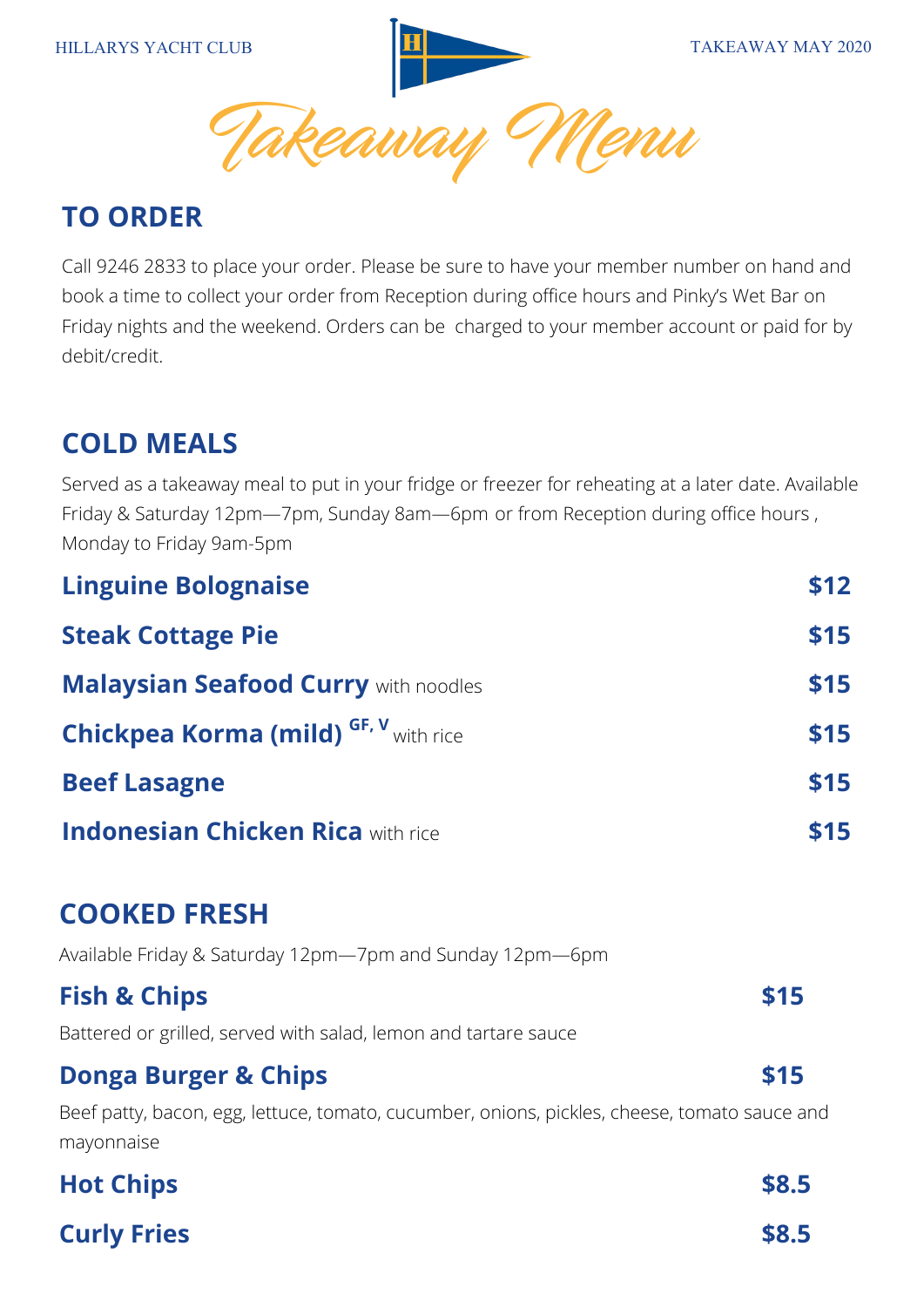HILLARYS YACHT CLUB TAKEAWAY MAY 2020

# Takeaway Menu

## TO ORDER

Call 9246 2833 to place your order. Please be sure to have your member number on hand and book a time to collect your order from Reception during office hours and Pinky's Wet Bar on Friday nights and the weekend. Orders can be charged to your member account or paid for by debit/credit.

## COLD MEALS

Served as a takeaway meal to put in your fridge or freezer for reheating at a later date. Available Friday & Saturday 12pm—7pm, Sunday 8am—6pm or from Reception during office hours , Monday to Friday 9am-5pm

| Item | Price |
|---|---|
| **Linguine Bolognaise** | **$12** |
| **Steak Cottage Pie** | **$15** |
| **Malaysian Seafood Curry** with noodles | **$15** |
| **Chickpea Korma (mild)** GF, V with rice | **$15** |
| **Beef Lasagne** | **$15** |
| **Indonesian Chicken Rica** with rice | **$15** |

## COOKED FRESH

Available Friday & Saturday 12pm—7pm and Sunday 12pm—6pm

**Fish & Chips** **$15**

Battered or grilled, served with salad, lemon and tartare sauce

**Donga Burger & Chips** **$15**

Beef patty, bacon, egg, lettuce, tomato, cucumber, onions, pickles, cheese, tomato sauce and mayonnaise

**Hot Chips** **$8.5**

**Curly Fries** **$8.5**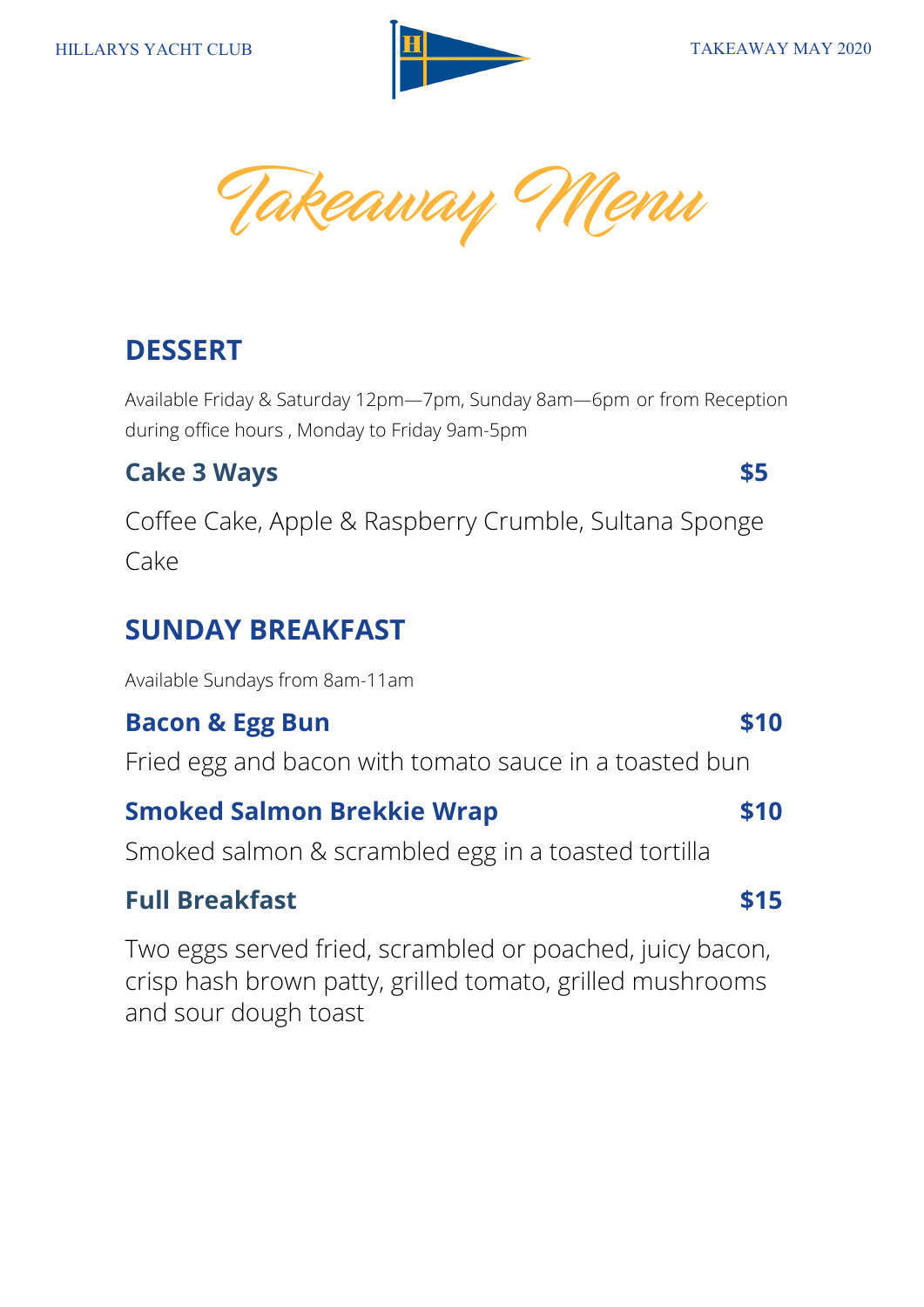# Takeaway Menu

## DESSERT

Available Friday & Saturday 12pm—7pm, Sunday 8am—6pm or from Reception during office hours , Monday to Friday 9am-5pm

**Cake 3 Ways** **$5**

Coffee Cake, Apple & Raspberry Crumble, Sultana Sponge Cake

## SUNDAY BREAKFAST

Available Sundays from 8am-11am

**Bacon & Egg Bun** **$10**

Fried egg and bacon with tomato sauce in a toasted bun

**Smoked Salmon Brekkie Wrap** **$10**

Smoked salmon & scrambled egg in a toasted tortilla

**Full Breakfast** **$15**

Two eggs served fried, scrambled or poached, juicy bacon, crisp hash brown patty, grilled tomato, grilled mushrooms and sour dough toast